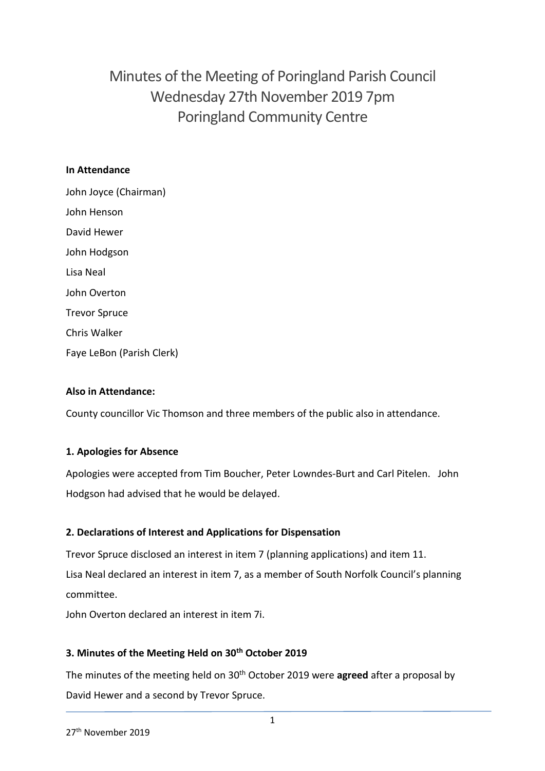# Minutes of the Meeting of Poringland Parish Council
## Wednesday 27th November 2019 7pm
## Poringland Community Centre

**In Attendance**

John Joyce (Chairman)

John Henson

David Hewer

John Hodgson

Lisa Neal

John Overton

Trevor Spruce

Chris Walker

Faye LeBon (Parish Clerk)

**Also in Attendance:**

County councillor Vic Thomson and three members of the public also in attendance.

**1. Apologies for Absence**

Apologies were accepted from Tim Boucher, Peter Lowndes-Burt and Carl Pitelen. John Hodgson had advised that he would be delayed.

**2. Declarations of Interest and Applications for Dispensation**

Trevor Spruce disclosed an interest in item 7 (planning applications) and item 11.

Lisa Neal declared an interest in item 7, as a member of South Norfolk Council's planning committee.

John Overton declared an interest in item 7i.

**3. Minutes of the Meeting Held on 30th October 2019**

The minutes of the meeting held on 30th October 2019 were **agreed** after a proposal by David Hewer and a second by Trevor Spruce.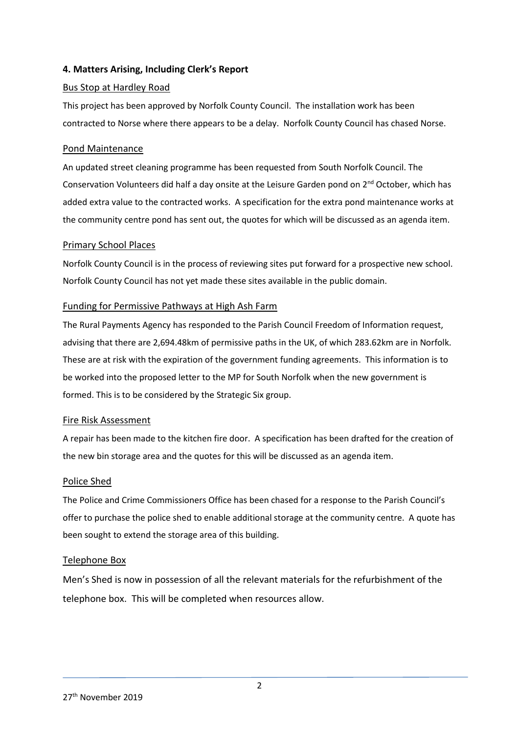### 4. Matters Arising, Including Clerk's Report

#### Bus Stop at Hardley Road

This project has been approved by Norfolk County Council. The installation work has been contracted to Norse where there appears to be a delay. Norfolk County Council has chased Norse.

#### Pond Maintenance

An updated street cleaning programme has been requested from South Norfolk Council. The Conservation Volunteers did half a day onsite at the Leisure Garden pond on 2nd October, which has added extra value to the contracted works. A specification for the extra pond maintenance works at the community centre pond has sent out, the quotes for which will be discussed as an agenda item.

#### Primary School Places

Norfolk County Council is in the process of reviewing sites put forward for a prospective new school. Norfolk County Council has not yet made these sites available in the public domain.

#### Funding for Permissive Pathways at High Ash Farm

The Rural Payments Agency has responded to the Parish Council Freedom of Information request, advising that there are 2,694.48km of permissive paths in the UK, of which 283.62km are in Norfolk. These are at risk with the expiration of the government funding agreements. This information is to be worked into the proposed letter to the MP for South Norfolk when the new government is formed. This is to be considered by the Strategic Six group.

#### Fire Risk Assessment

A repair has been made to the kitchen fire door. A specification has been drafted for the creation of the new bin storage area and the quotes for this will be discussed as an agenda item.

#### Police Shed

The Police and Crime Commissioners Office has been chased for a response to the Parish Council's offer to purchase the police shed to enable additional storage at the community centre. A quote has been sought to extend the storage area of this building.

#### Telephone Box

Men's Shed is now in possession of all the relevant materials for the refurbishment of the telephone box. This will be completed when resources allow.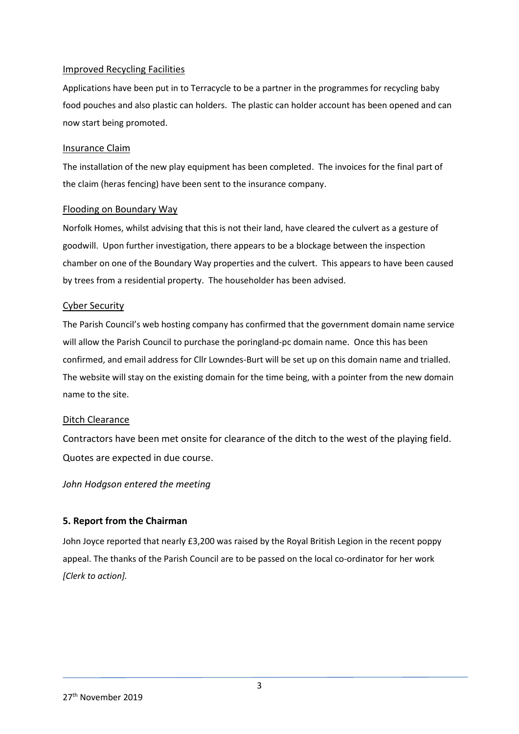### Improved Recycling Facilities

Applications have been put in to Terracycle to be a partner in the programmes for recycling baby food pouches and also plastic can holders. The plastic can holder account has been opened and can now start being promoted.

### Insurance Claim

The installation of the new play equipment has been completed. The invoices for the final part of the claim (heras fencing) have been sent to the insurance company.

### Flooding on Boundary Way

Norfolk Homes, whilst advising that this is not their land, have cleared the culvert as a gesture of goodwill. Upon further investigation, there appears to be a blockage between the inspection chamber on one of the Boundary Way properties and the culvert. This appears to have been caused by trees from a residential property. The householder has been advised.

### Cyber Security

The Parish Council's web hosting company has confirmed that the government domain name service will allow the Parish Council to purchase the poringland-pc domain name. Once this has been confirmed, and email address for Cllr Lowndes-Burt will be set up on this domain name and trialled. The website will stay on the existing domain for the time being, with a pointer from the new domain name to the site.

### Ditch Clearance

Contractors have been met onsite for clearance of the ditch to the west of the playing field. Quotes are expected in due course.

*John Hodgson entered the meeting*

## 5. Report from the Chairman

John Joyce reported that nearly £3,200 was raised by the Royal British Legion in the recent poppy appeal. The thanks of the Parish Council are to be passed on the local co-ordinator for her work *[Clerk to action].*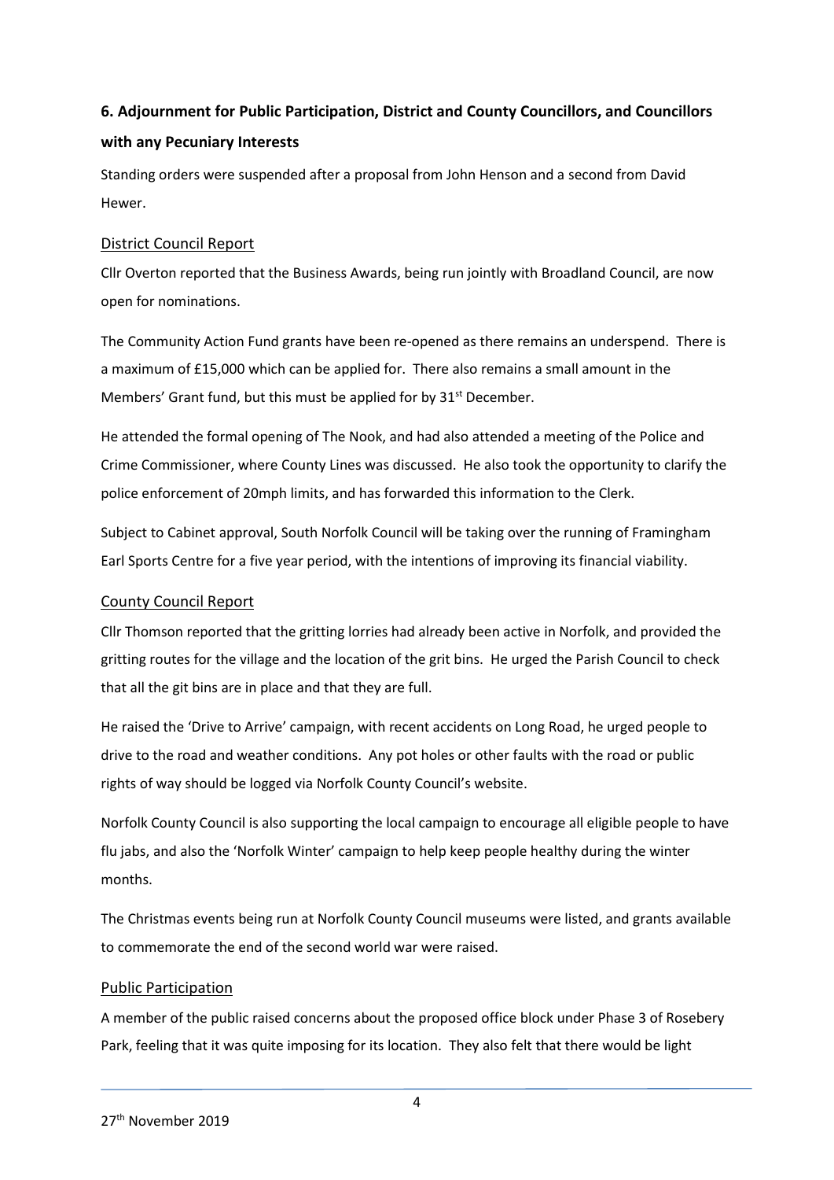## 6. Adjournment for Public Participation, District and County Councillors, and Councillors with any Pecuniary Interests

Standing orders were suspended after a proposal from John Henson and a second from David Hewer.

### District Council Report

Cllr Overton reported that the Business Awards, being run jointly with Broadland Council, are now open for nominations.

The Community Action Fund grants have been re-opened as there remains an underspend. There is a maximum of £15,000 which can be applied for. There also remains a small amount in the Members' Grant fund, but this must be applied for by 31st December.

He attended the formal opening of The Nook, and had also attended a meeting of the Police and Crime Commissioner, where County Lines was discussed. He also took the opportunity to clarify the police enforcement of 20mph limits, and has forwarded this information to the Clerk.

Subject to Cabinet approval, South Norfolk Council will be taking over the running of Framingham Earl Sports Centre for a five year period, with the intentions of improving its financial viability.

### County Council Report

Cllr Thomson reported that the gritting lorries had already been active in Norfolk, and provided the gritting routes for the village and the location of the grit bins. He urged the Parish Council to check that all the git bins are in place and that they are full.

He raised the 'Drive to Arrive' campaign, with recent accidents on Long Road, he urged people to drive to the road and weather conditions. Any pot holes or other faults with the road or public rights of way should be logged via Norfolk County Council's website.

Norfolk County Council is also supporting the local campaign to encourage all eligible people to have flu jabs, and also the 'Norfolk Winter' campaign to help keep people healthy during the winter months.

The Christmas events being run at Norfolk County Council museums were listed, and grants available to commemorate the end of the second world war were raised.

### Public Participation

A member of the public raised concerns about the proposed office block under Phase 3 of Rosebery Park, feeling that it was quite imposing for its location. They also felt that there would be light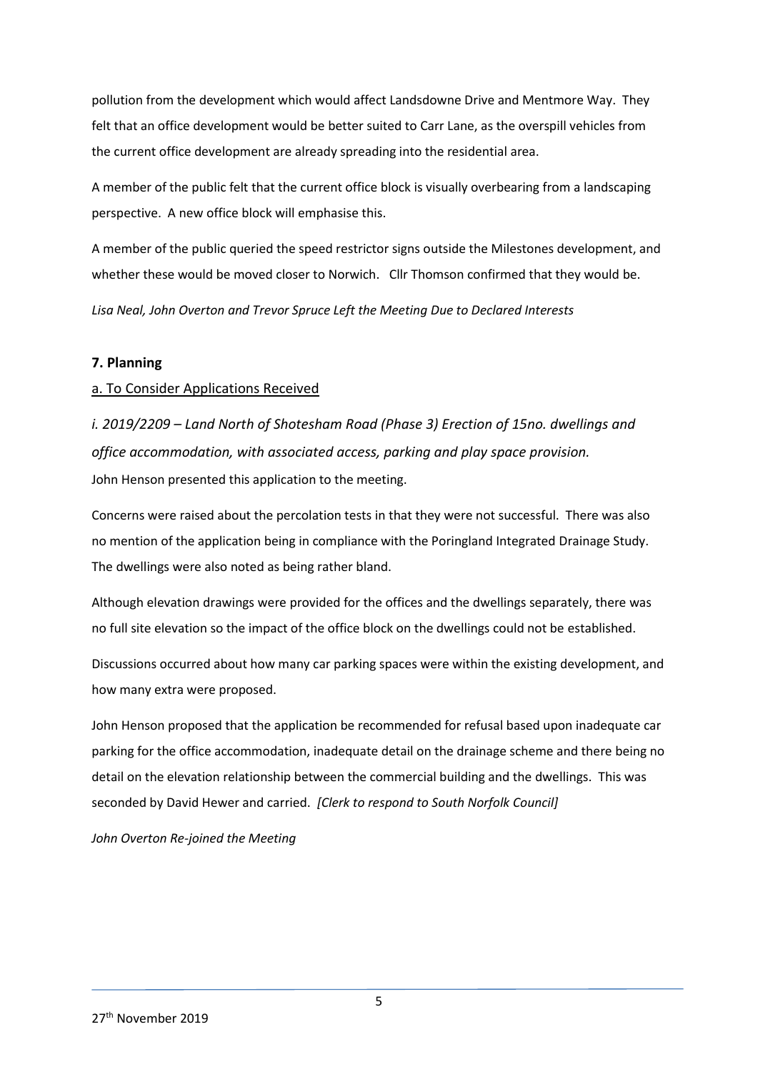pollution from the development which would affect Landsdowne Drive and Mentmore Way. They felt that an office development would be better suited to Carr Lane, as the overspill vehicles from the current office development are already spreading into the residential area.

A member of the public felt that the current office block is visually overbearing from a landscaping perspective. A new office block will emphasise this.

A member of the public queried the speed restrictor signs outside the Milestones development, and whether these would be moved closer to Norwich. Cllr Thomson confirmed that they would be.

*Lisa Neal, John Overton and Trevor Spruce Left the Meeting Due to Declared Interests*

## 7. Planning

### a. To Consider Applications Received

*i. 2019/2209 – Land North of Shotesham Road (Phase 3) Erection of 15no. dwellings and office accommodation, with associated access, parking and play space provision.*

John Henson presented this application to the meeting.

Concerns were raised about the percolation tests in that they were not successful. There was also no mention of the application being in compliance with the Poringland Integrated Drainage Study. The dwellings were also noted as being rather bland.

Although elevation drawings were provided for the offices and the dwellings separately, there was no full site elevation so the impact of the office block on the dwellings could not be established.

Discussions occurred about how many car parking spaces were within the existing development, and how many extra were proposed.

John Henson proposed that the application be recommended for refusal based upon inadequate car parking for the office accommodation, inadequate detail on the drainage scheme and there being no detail on the elevation relationship between the commercial building and the dwellings. This was seconded by David Hewer and carried. *[Clerk to respond to South Norfolk Council]*

*John Overton Re-joined the Meeting*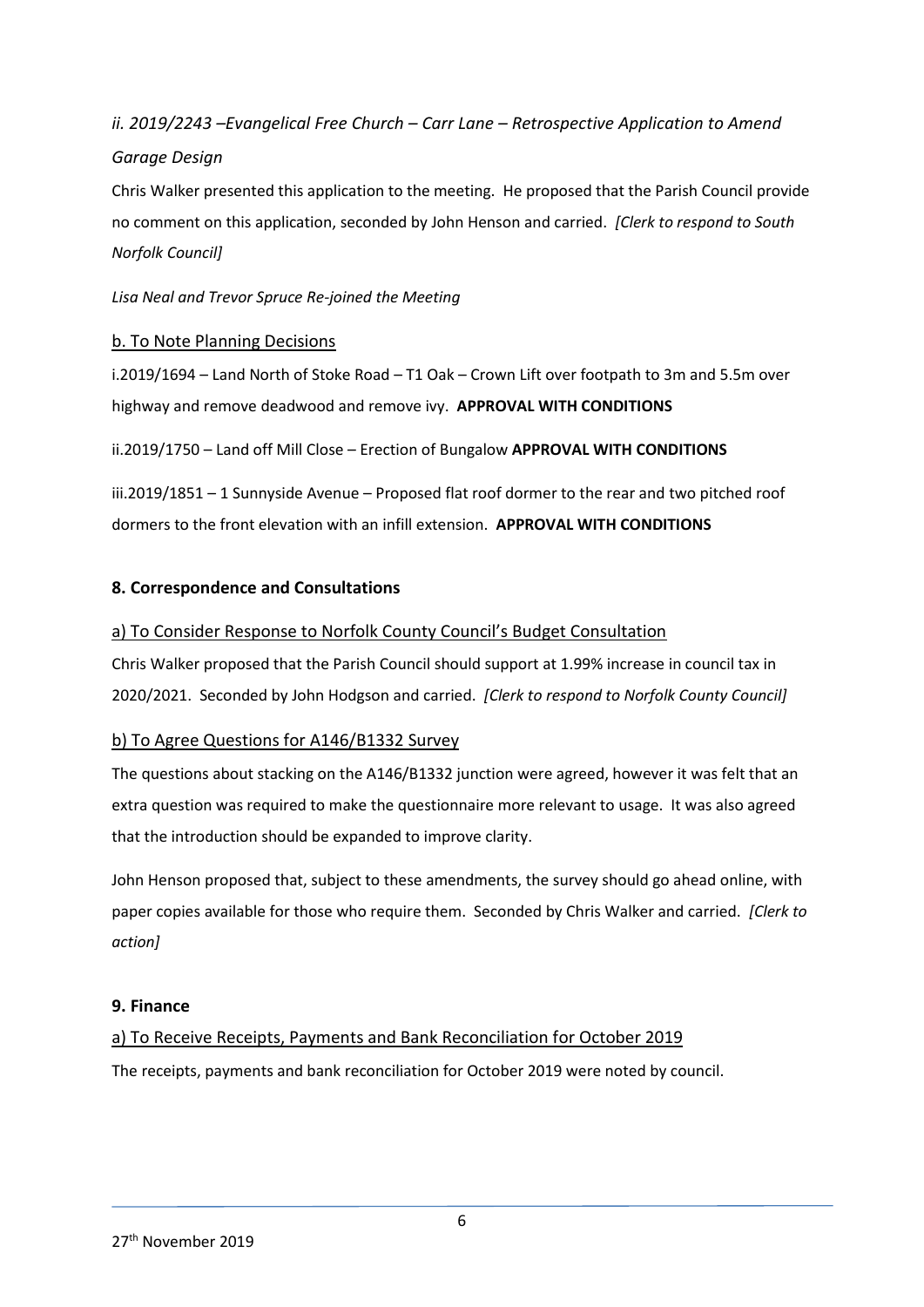*ii. 2019/2243 –Evangelical Free Church – Carr Lane – Retrospective Application to Amend Garage Design*

Chris Walker presented this application to the meeting. He proposed that the Parish Council provide no comment on this application, seconded by John Henson and carried. *[Clerk to respond to South Norfolk Council]*

*Lisa Neal and Trevor Spruce Re-joined the Meeting*

b. To Note Planning Decisions

i.2019/1694 – Land North of Stoke Road – T1 Oak – Crown Lift over footpath to 3m and 5.5m over highway and remove deadwood and remove ivy. **APPROVAL WITH CONDITIONS**

ii.2019/1750 – Land off Mill Close – Erection of Bungalow **APPROVAL WITH CONDITIONS**

iii.2019/1851 – 1 Sunnyside Avenue – Proposed flat roof dormer to the rear and two pitched roof dormers to the front elevation with an infill extension. **APPROVAL WITH CONDITIONS**

## 8. Correspondence and Consultations

a) To Consider Response to Norfolk County Council's Budget Consultation

Chris Walker proposed that the Parish Council should support at 1.99% increase in council tax in 2020/2021. Seconded by John Hodgson and carried. *[Clerk to respond to Norfolk County Council]*

b) To Agree Questions for A146/B1332 Survey

The questions about stacking on the A146/B1332 junction were agreed, however it was felt that an extra question was required to make the questionnaire more relevant to usage. It was also agreed that the introduction should be expanded to improve clarity.

John Henson proposed that, subject to these amendments, the survey should go ahead online, with paper copies available for those who require them. Seconded by Chris Walker and carried. *[Clerk to action]*

## 9. Finance

a) To Receive Receipts, Payments and Bank Reconciliation for October 2019

The receipts, payments and bank reconciliation for October 2019 were noted by council.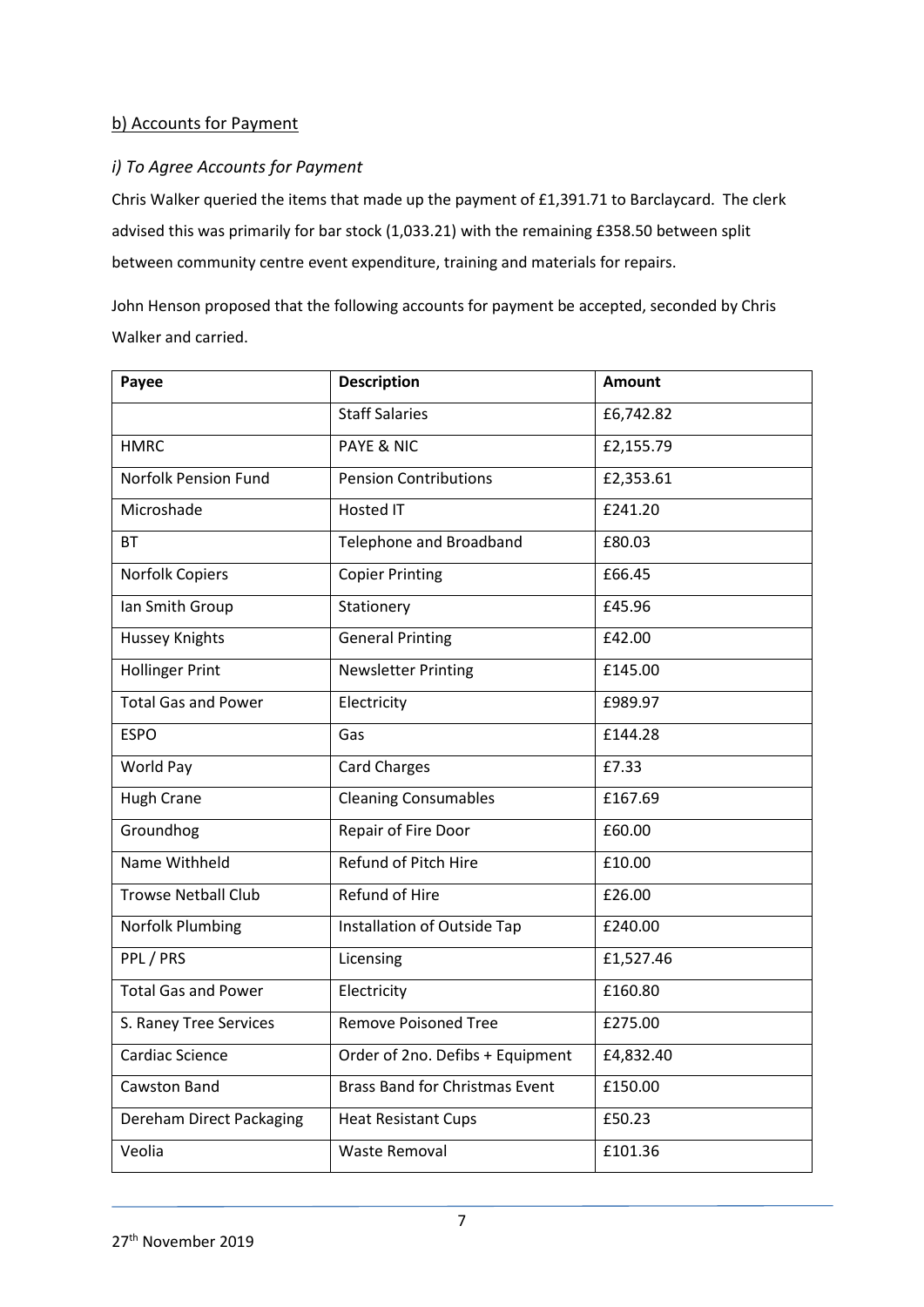## b) Accounts for Payment

### *i) To Agree Accounts for Payment*

Chris Walker queried the items that made up the payment of £1,391.71 to Barclaycard. The clerk advised this was primarily for bar stock (1,033.21) with the remaining £358.50 between split between community centre event expenditure, training and materials for repairs.

John Henson proposed that the following accounts for payment be accepted, seconded by Chris Walker and carried.

| Payee | Description | Amount |
|---|---|---|
| | Staff Salaries | £6,742.82 |
| HMRC | PAYE & NIC | £2,155.79 |
| Norfolk Pension Fund | Pension Contributions | £2,353.61 |
| Microshade | Hosted IT | £241.20 |
| BT | Telephone and Broadband | £80.03 |
| Norfolk Copiers | Copier Printing | £66.45 |
| Ian Smith Group | Stationery | £45.96 |
| Hussey Knights | General Printing | £42.00 |
| Hollinger Print | Newsletter Printing | £145.00 |
| Total Gas and Power | Electricity | £989.97 |
| ESPO | Gas | £144.28 |
| World Pay | Card Charges | £7.33 |
| Hugh Crane | Cleaning Consumables | £167.69 |
| Groundhog | Repair of Fire Door | £60.00 |
| Name Withheld | Refund of Pitch Hire | £10.00 |
| Trowse Netball Club | Refund of Hire | £26.00 |
| Norfolk Plumbing | Installation of Outside Tap | £240.00 |
| PPL / PRS | Licensing | £1,527.46 |
| Total Gas and Power | Electricity | £160.80 |
| S. Raney Tree Services | Remove Poisoned Tree | £275.00 |
| Cardiac Science | Order of 2no. Defibs + Equipment | £4,832.40 |
| Cawston Band | Brass Band for Christmas Event | £150.00 |
| Dereham Direct Packaging | Heat Resistant Cups | £50.23 |
| Veolia | Waste Removal | £101.36 |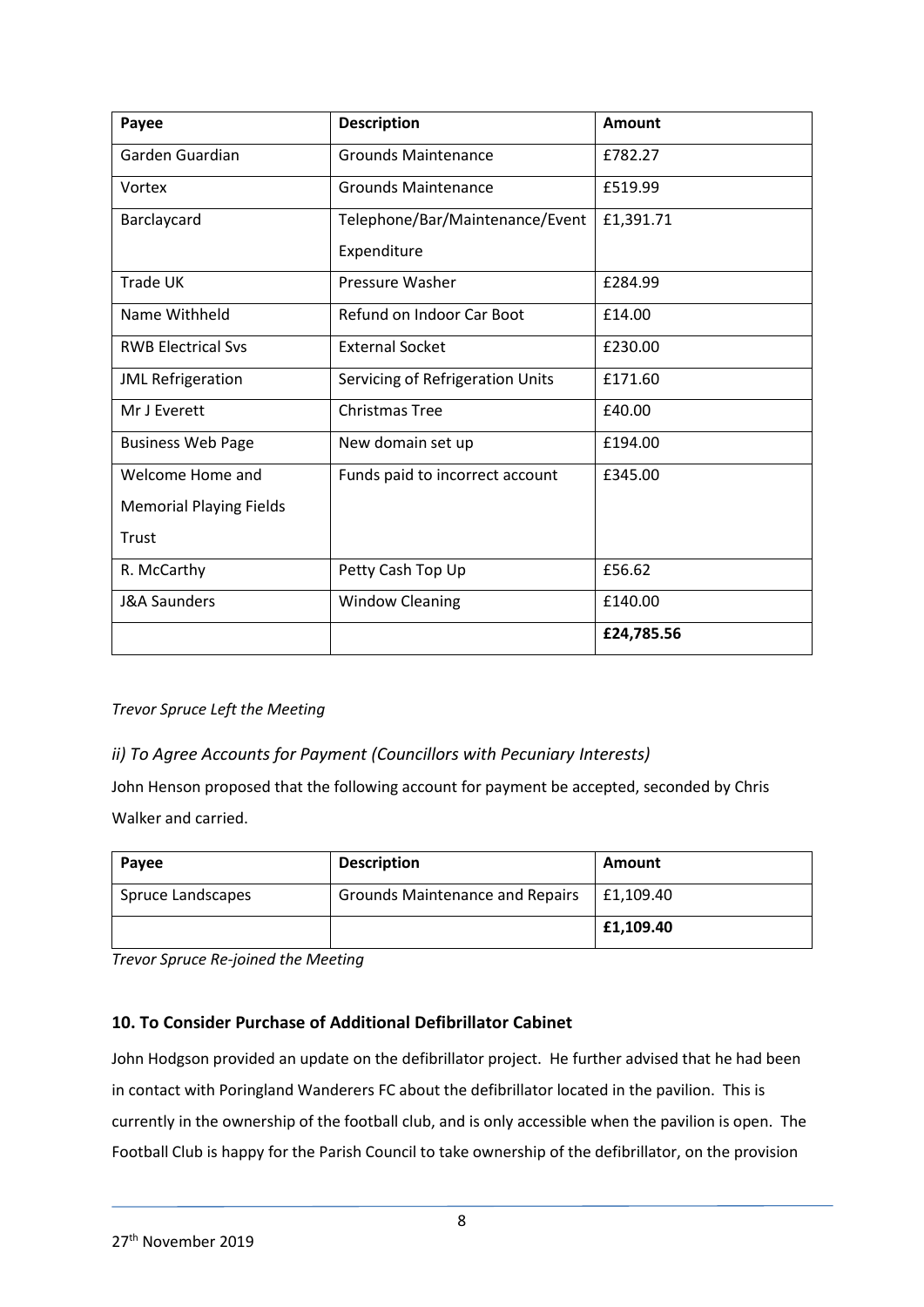| Payee | Description | Amount |
|---|---|---|
| Garden Guardian | Grounds Maintenance | £782.27 |
| Vortex | Grounds Maintenance | £519.99 |
| Barclaycard | Telephone/Bar/Maintenance/Event Expenditure | £1,391.71 |
| Trade UK | Pressure Washer | £284.99 |
| Name Withheld | Refund on Indoor Car Boot | £14.00 |
| RWB Electrical Svs | External Socket | £230.00 |
| JML Refrigeration | Servicing of Refrigeration Units | £171.60 |
| Mr J Everett | Christmas Tree | £40.00 |
| Business Web Page | New domain set up | £194.00 |
| Welcome Home and Memorial Playing Fields Trust | Funds paid to incorrect account | £345.00 |
| R. McCarthy | Petty Cash Top Up | £56.62 |
| J&A Saunders | Window Cleaning | £140.00 |
| | | **£24,785.56** |

*Trevor Spruce Left the Meeting*

*ii) To Agree Accounts for Payment (Councillors with Pecuniary Interests)*

John Henson proposed that the following account for payment be accepted, seconded by Chris Walker and carried.

| Payee | Description | Amount |
|---|---|---|
| Spruce Landscapes | Grounds Maintenance and Repairs | £1,109.40 |
| | | **£1,109.40** |

*Trevor Spruce Re-joined the Meeting*

### 10. To Consider Purchase of Additional Defibrillator Cabinet

John Hodgson provided an update on the defibrillator project. He further advised that he had been in contact with Poringland Wanderers FC about the defibrillator located in the pavilion. This is currently in the ownership of the football club, and is only accessible when the pavilion is open. The Football Club is happy for the Parish Council to take ownership of the defibrillator, on the provision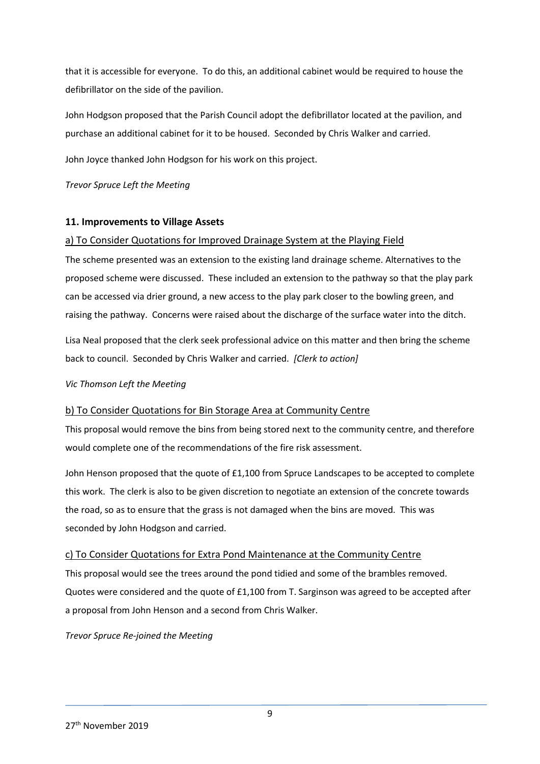that it is accessible for everyone. To do this, an additional cabinet would be required to house the defibrillator on the side of the pavilion.

John Hodgson proposed that the Parish Council adopt the defibrillator located at the pavilion, and purchase an additional cabinet for it to be housed. Seconded by Chris Walker and carried.

John Joyce thanked John Hodgson for his work on this project.

*Trevor Spruce Left the Meeting*

### 11. Improvements to Village Assets

a) To Consider Quotations for Improved Drainage System at the Playing Field

The scheme presented was an extension to the existing land drainage scheme. Alternatives to the proposed scheme were discussed. These included an extension to the pathway so that the play park can be accessed via drier ground, a new access to the play park closer to the bowling green, and raising the pathway. Concerns were raised about the discharge of the surface water into the ditch.

Lisa Neal proposed that the clerk seek professional advice on this matter and then bring the scheme back to council. Seconded by Chris Walker and carried. *[Clerk to action]*

*Vic Thomson Left the Meeting*

b) To Consider Quotations for Bin Storage Area at Community Centre

This proposal would remove the bins from being stored next to the community centre, and therefore would complete one of the recommendations of the fire risk assessment.

John Henson proposed that the quote of £1,100 from Spruce Landscapes to be accepted to complete this work. The clerk is also to be given discretion to negotiate an extension of the concrete towards the road, so as to ensure that the grass is not damaged when the bins are moved. This was seconded by John Hodgson and carried.

c) To Consider Quotations for Extra Pond Maintenance at the Community Centre

This proposal would see the trees around the pond tidied and some of the brambles removed. Quotes were considered and the quote of £1,100 from T. Sarginson was agreed to be accepted after a proposal from John Henson and a second from Chris Walker.

*Trevor Spruce Re-joined the Meeting*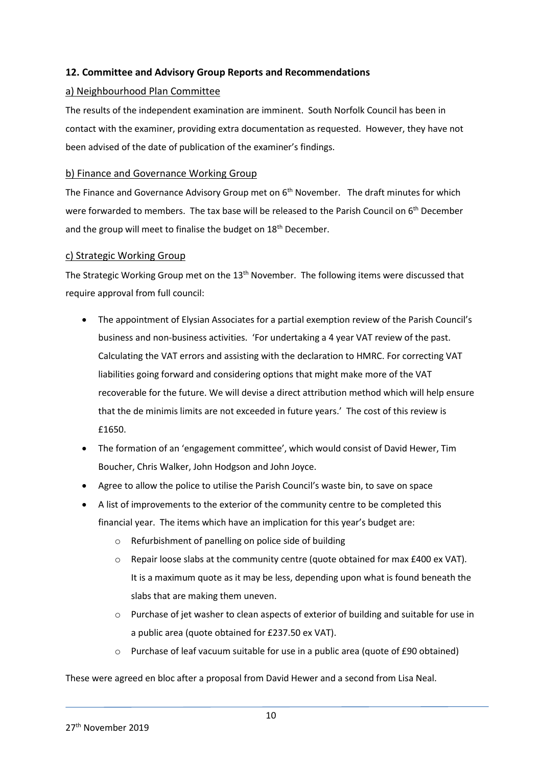### 12. Committee and Advisory Group Reports and Recommendations

#### a) Neighbourhood Plan Committee

The results of the independent examination are imminent. South Norfolk Council has been in contact with the examiner, providing extra documentation as requested. However, they have not been advised of the date of publication of the examiner's findings.

#### b) Finance and Governance Working Group

The Finance and Governance Advisory Group met on 6th November. The draft minutes for which were forwarded to members. The tax base will be released to the Parish Council on 6th December and the group will meet to finalise the budget on 18th December.

#### c) Strategic Working Group

The Strategic Working Group met on the 13th November. The following items were discussed that require approval from full council:

- The appointment of Elysian Associates for a partial exemption review of the Parish Council's business and non-business activities. 'For undertaking a 4 year VAT review of the past. Calculating the VAT errors and assisting with the declaration to HMRC. For correcting VAT liabilities going forward and considering options that might make more of the VAT recoverable for the future. We will devise a direct attribution method which will help ensure that the de minimis limits are not exceeded in future years.' The cost of this review is £1650.
- The formation of an 'engagement committee', which would consist of David Hewer, Tim Boucher, Chris Walker, John Hodgson and John Joyce.
- Agree to allow the police to utilise the Parish Council's waste bin, to save on space
- A list of improvements to the exterior of the community centre to be completed this financial year. The items which have an implication for this year's budget are:
  - Refurbishment of panelling on police side of building
  - Repair loose slabs at the community centre (quote obtained for max £400 ex VAT). It is a maximum quote as it may be less, depending upon what is found beneath the slabs that are making them uneven.
  - Purchase of jet washer to clean aspects of exterior of building and suitable for use in a public area (quote obtained for £237.50 ex VAT).
  - Purchase of leaf vacuum suitable for use in a public area (quote of £90 obtained)

These were agreed en bloc after a proposal from David Hewer and a second from Lisa Neal.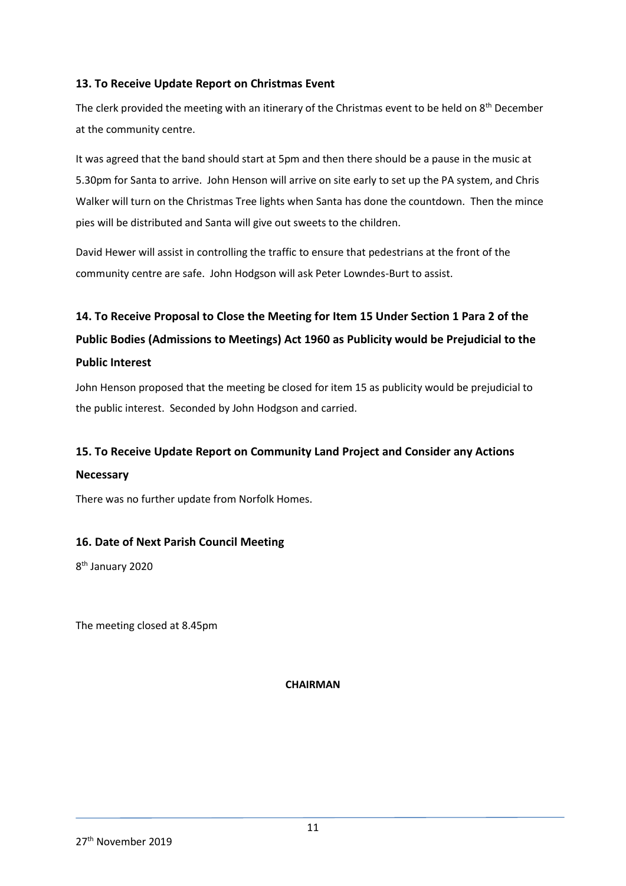### 13. To Receive Update Report on Christmas Event

The clerk provided the meeting with an itinerary of the Christmas event to be held on 8th December at the community centre.

It was agreed that the band should start at 5pm and then there should be a pause in the music at 5.30pm for Santa to arrive. John Henson will arrive on site early to set up the PA system, and Chris Walker will turn on the Christmas Tree lights when Santa has done the countdown. Then the mince pies will be distributed and Santa will give out sweets to the children.

David Hewer will assist in controlling the traffic to ensure that pedestrians at the front of the community centre are safe. John Hodgson will ask Peter Lowndes-Burt to assist.

### 14. To Receive Proposal to Close the Meeting for Item 15 Under Section 1 Para 2 of the Public Bodies (Admissions to Meetings) Act 1960 as Publicity would be Prejudicial to the Public Interest

John Henson proposed that the meeting be closed for item 15 as publicity would be prejudicial to the public interest. Seconded by John Hodgson and carried.

### 15. To Receive Update Report on Community Land Project and Consider any Actions Necessary

There was no further update from Norfolk Homes.

### 16. Date of Next Parish Council Meeting

8th January 2020

The meeting closed at 8.45pm

**CHAIRMAN**

27th November 2019